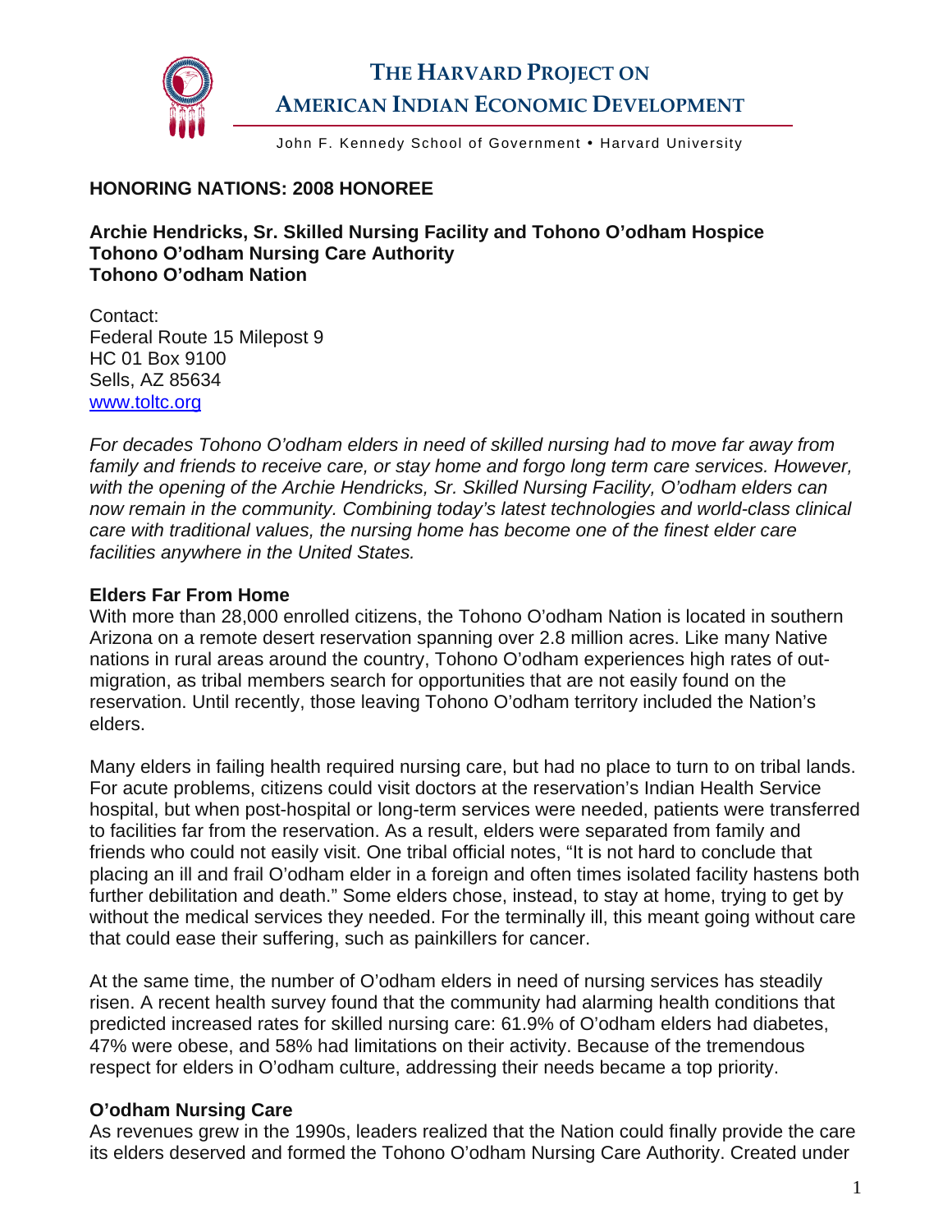# THE HARVARD PROJECT ON AMERICAN INDIAN ECONOMIC DEVELOPMENT

John F. Kennedy School of Government • Harvard University

**HONORING NATIONS: 2008 HONOREE**

**Archie Hendricks, Sr. Skilled Nursing Facility and Tohono O'odham Hospice**
**Tohono O'odham Nursing Care Authority**
**Tohono O'odham Nation**

Contact:
Federal Route 15 Milepost 9
HC 01 Box 9100
Sells, AZ 85634
[www.toltc.org](www.toltc.org)

*For decades Tohono O'odham elders in need of skilled nursing had to move far away from family and friends to receive care, or stay home and forgo long term care services. However, with the opening of the Archie Hendricks, Sr. Skilled Nursing Facility, O'odham elders can now remain in the community. Combining today's latest technologies and world-class clinical care with traditional values, the nursing home has become one of the finest elder care facilities anywhere in the United States.*

**Elders Far From Home**

With more than 28,000 enrolled citizens, the Tohono O'odham Nation is located in southern Arizona on a remote desert reservation spanning over 2.8 million acres. Like many Native nations in rural areas around the country, Tohono O'odham experiences high rates of out-migration, as tribal members search for opportunities that are not easily found on the reservation. Until recently, those leaving Tohono O'odham territory included the Nation's elders.

Many elders in failing health required nursing care, but had no place to turn to on tribal lands. For acute problems, citizens could visit doctors at the reservation's Indian Health Service hospital, but when post-hospital or long-term services were needed, patients were transferred to facilities far from the reservation. As a result, elders were separated from family and friends who could not easily visit. One tribal official notes, "It is not hard to conclude that placing an ill and frail O'odham elder in a foreign and often times isolated facility hastens both further debilitation and death." Some elders chose, instead, to stay at home, trying to get by without the medical services they needed. For the terminally ill, this meant going without care that could ease their suffering, such as painkillers for cancer.

At the same time, the number of O'odham elders in need of nursing services has steadily risen. A recent health survey found that the community had alarming health conditions that predicted increased rates for skilled nursing care: 61.9% of O'odham elders had diabetes, 47% were obese, and 58% had limitations on their activity. Because of the tremendous respect for elders in O'odham culture, addressing their needs became a top priority.

**O'odham Nursing Care**

As revenues grew in the 1990s, leaders realized that the Nation could finally provide the care its elders deserved and formed the Tohono O'odham Nursing Care Authority. Created under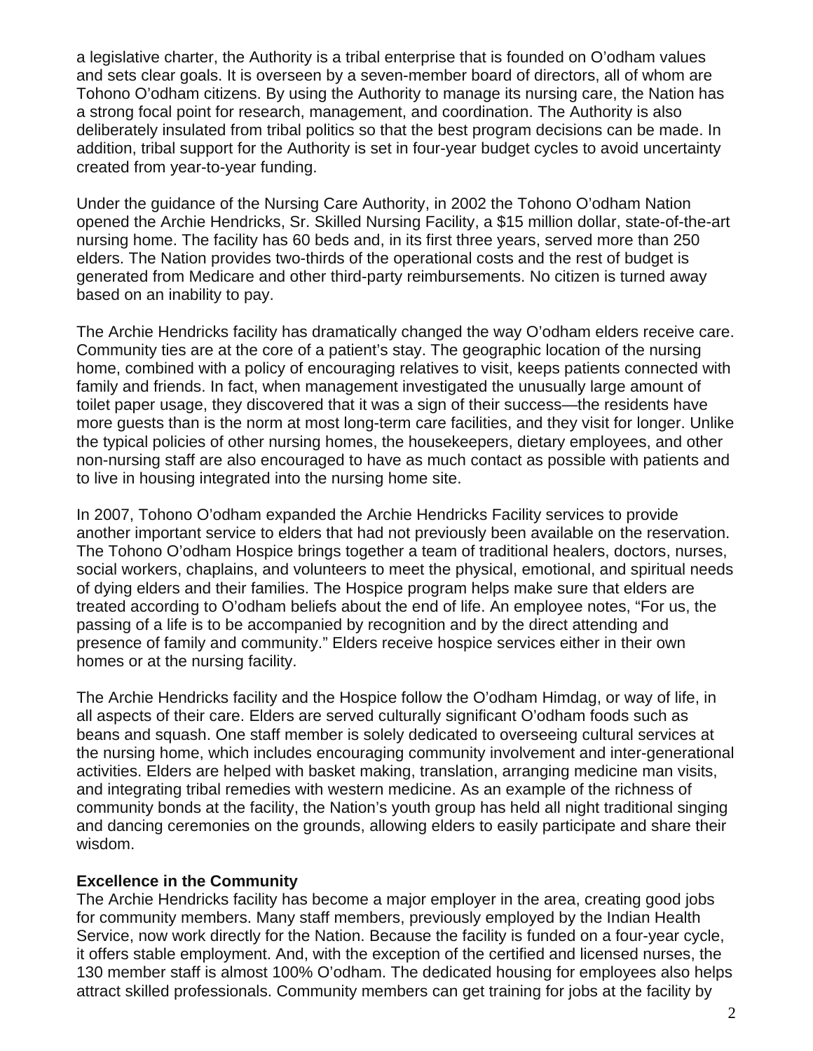a legislative charter, the Authority is a tribal enterprise that is founded on O'odham values and sets clear goals. It is overseen by a seven-member board of directors, all of whom are Tohono O'odham citizens. By using the Authority to manage its nursing care, the Nation has a strong focal point for research, management, and coordination. The Authority is also deliberately insulated from tribal politics so that the best program decisions can be made. In addition, tribal support for the Authority is set in four-year budget cycles to avoid uncertainty created from year-to-year funding.

Under the guidance of the Nursing Care Authority, in 2002 the Tohono O'odham Nation opened the Archie Hendricks, Sr. Skilled Nursing Facility, a $15 million dollar, state-of-the-art nursing home. The facility has 60 beds and, in its first three years, served more than 250 elders. The Nation provides two-thirds of the operational costs and the rest of budget is generated from Medicare and other third-party reimbursements. No citizen is turned away based on an inability to pay.

The Archie Hendricks facility has dramatically changed the way O'odham elders receive care. Community ties are at the core of a patient's stay. The geographic location of the nursing home, combined with a policy of encouraging relatives to visit, keeps patients connected with family and friends. In fact, when management investigated the unusually large amount of toilet paper usage, they discovered that it was a sign of their success—the residents have more guests than is the norm at most long-term care facilities, and they visit for longer. Unlike the typical policies of other nursing homes, the housekeepers, dietary employees, and other non-nursing staff are also encouraged to have as much contact as possible with patients and to live in housing integrated into the nursing home site.

In 2007, Tohono O'odham expanded the Archie Hendricks Facility services to provide another important service to elders that had not previously been available on the reservation. The Tohono O'odham Hospice brings together a team of traditional healers, doctors, nurses, social workers, chaplains, and volunteers to meet the physical, emotional, and spiritual needs of dying elders and their families. The Hospice program helps make sure that elders are treated according to O'odham beliefs about the end of life. An employee notes, "For us, the passing of a life is to be accompanied by recognition and by the direct attending and presence of family and community." Elders receive hospice services either in their own homes or at the nursing facility.

The Archie Hendricks facility and the Hospice follow the O'odham Himdag, or way of life, in all aspects of their care. Elders are served culturally significant O'odham foods such as beans and squash. One staff member is solely dedicated to overseeing cultural services at the nursing home, which includes encouraging community involvement and inter-generational activities. Elders are helped with basket making, translation, arranging medicine man visits, and integrating tribal remedies with western medicine. As an example of the richness of community bonds at the facility, the Nation's youth group has held all night traditional singing and dancing ceremonies on the grounds, allowing elders to easily participate and share their wisdom.

**Excellence in the Community**

The Archie Hendricks facility has become a major employer in the area, creating good jobs for community members. Many staff members, previously employed by the Indian Health Service, now work directly for the Nation. Because the facility is funded on a four-year cycle, it offers stable employment. And, with the exception of the certified and licensed nurses, the 130 member staff is almost 100% O'odham. The dedicated housing for employees also helps attract skilled professionals. Community members can get training for jobs at the facility by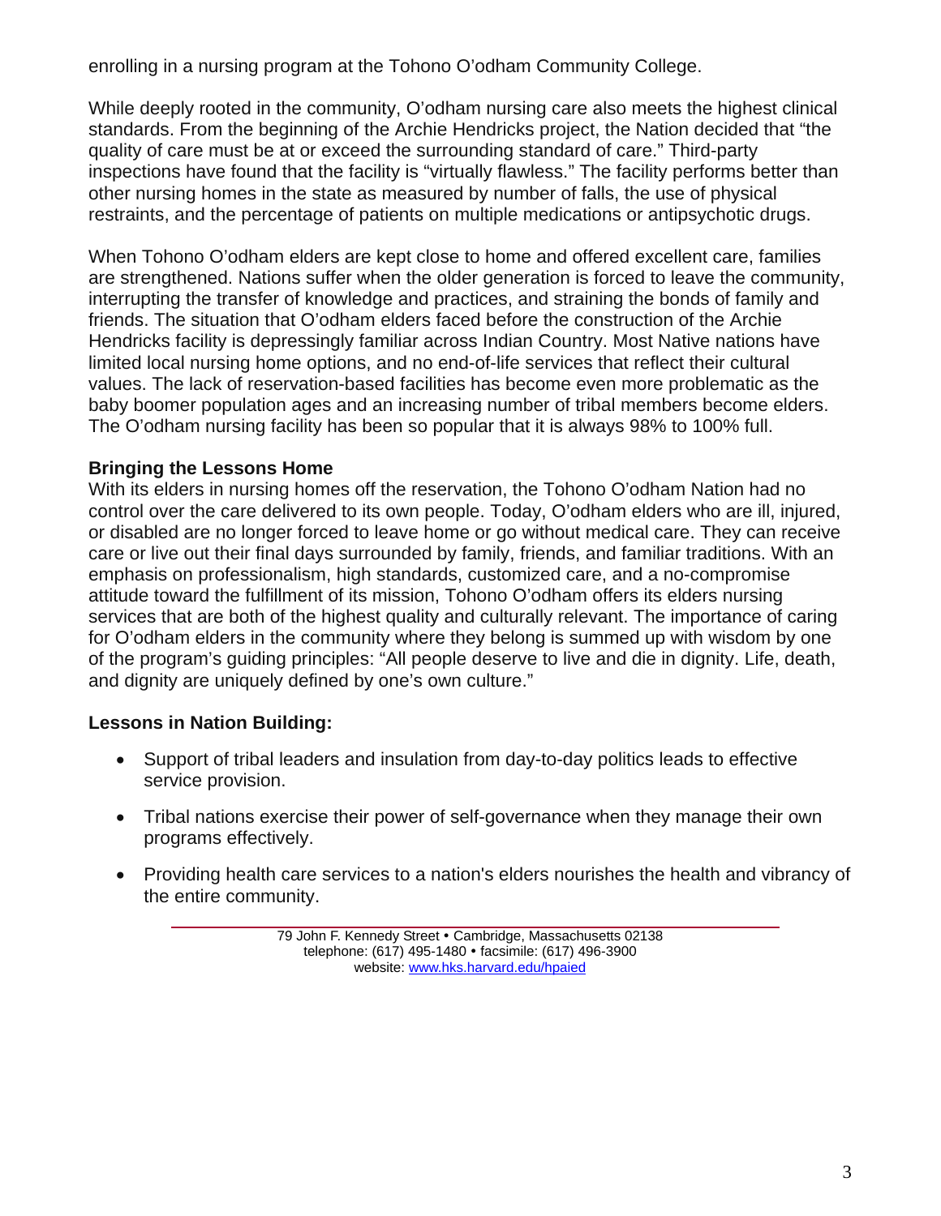enrolling in a nursing program at the Tohono O'odham Community College.

While deeply rooted in the community, O'odham nursing care also meets the highest clinical standards. From the beginning of the Archie Hendricks project, the Nation decided that "the quality of care must be at or exceed the surrounding standard of care." Third-party inspections have found that the facility is "virtually flawless." The facility performs better than other nursing homes in the state as measured by number of falls, the use of physical restraints, and the percentage of patients on multiple medications or antipsychotic drugs.

When Tohono O'odham elders are kept close to home and offered excellent care, families are strengthened. Nations suffer when the older generation is forced to leave the community, interrupting the transfer of knowledge and practices, and straining the bonds of family and friends. The situation that O'odham elders faced before the construction of the Archie Hendricks facility is depressingly familiar across Indian Country. Most Native nations have limited local nursing home options, and no end-of-life services that reflect their cultural values. The lack of reservation-based facilities has become even more problematic as the baby boomer population ages and an increasing number of tribal members become elders. The O'odham nursing facility has been so popular that it is always 98% to 100% full.

**Bringing the Lessons Home**

With its elders in nursing homes off the reservation, the Tohono O'odham Nation had no control over the care delivered to its own people. Today, O'odham elders who are ill, injured, or disabled are no longer forced to leave home or go without medical care. They can receive care or live out their final days surrounded by family, friends, and familiar traditions. With an emphasis on professionalism, high standards, customized care, and a no-compromise attitude toward the fulfillment of its mission, Tohono O'odham offers its elders nursing services that are both of the highest quality and culturally relevant. The importance of caring for O'odham elders in the community where they belong is summed up with wisdom by one of the program's guiding principles: "All people deserve to live and die in dignity. Life, death, and dignity are uniquely defined by one's own culture."

**Lessons in Nation Building:**

- Support of tribal leaders and insulation from day-to-day politics leads to effective service provision.
- Tribal nations exercise their power of self-governance when they manage their own programs effectively.
- Providing health care services to a nation's elders nourishes the health and vibrancy of the entire community.

79 John F. Kennedy Street • Cambridge, Massachusetts 02138
telephone: (617) 495-1480 • facsimile: (617) 496-3900
website: www.hks.harvard.edu/hpaied